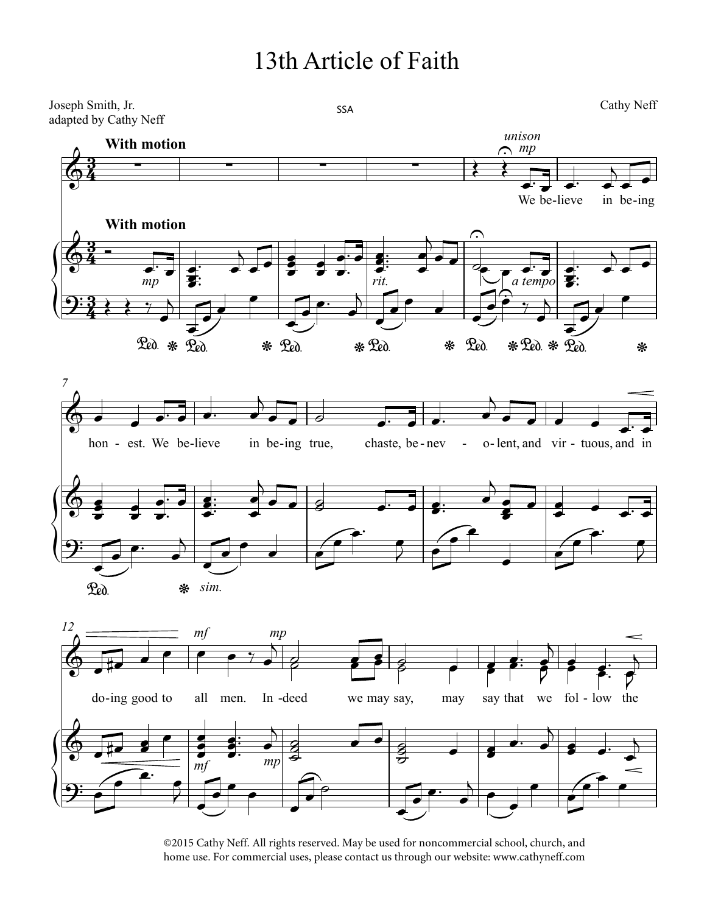# 13th Article of Faith

Joseph Smith, Jr.
adapted by Cathy Neff

SSA

Cathy Neff

©2015 Cathy Neff. All rights reserved. May be used for noncommercial school, church, and home use. For commercial uses, please contact us through our website: www.cathyneff.com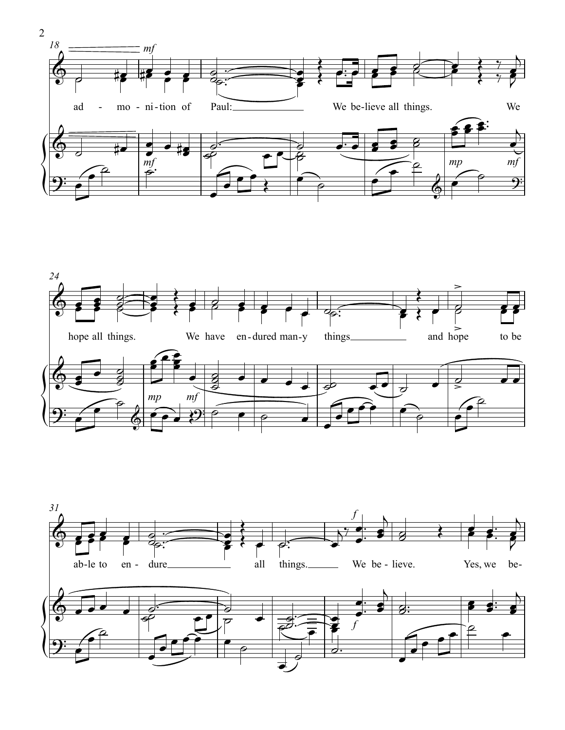ad - mo - ni - tion of Paul: We be - lieve all things. We

hope all things. We have en - dured man - y things and hope to be

ab - le to en - dure all things. We be - lieve. Yes, we be-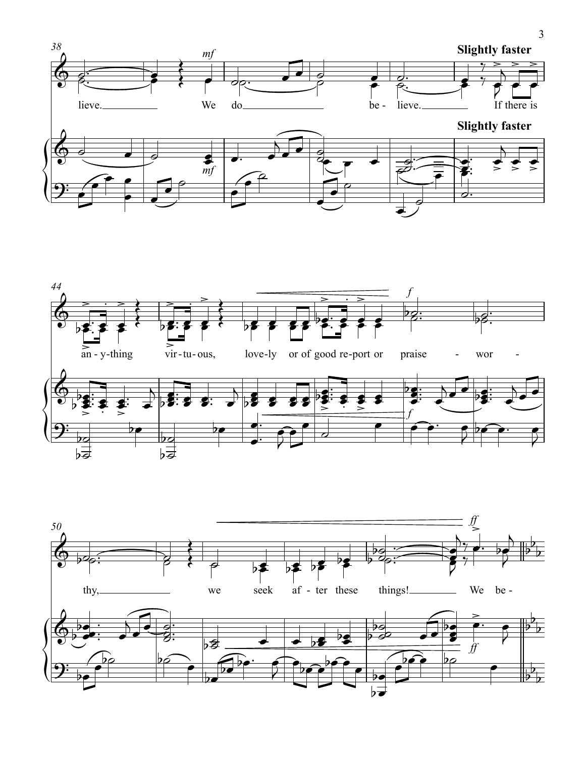**Slightly faster**

lieve. We do be - lieve. If there is

an - y - thing vir - tu - ous, love - ly or of good re - port or praise - wor -

thy, we seek af - ter these things! We be -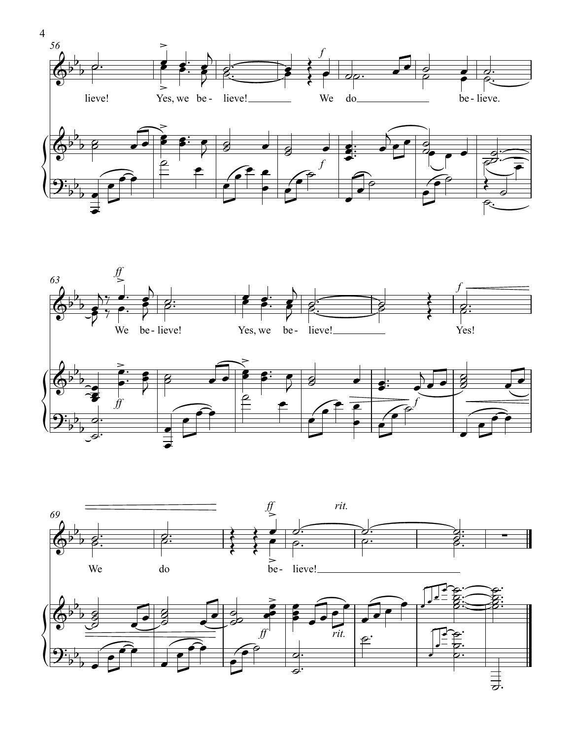56

lieve! Yes, we be - lieve! We do be - lieve.

63

We be - lieve! Yes, we be - lieve! Yes!

69

We do be - lieve!

*rit.*